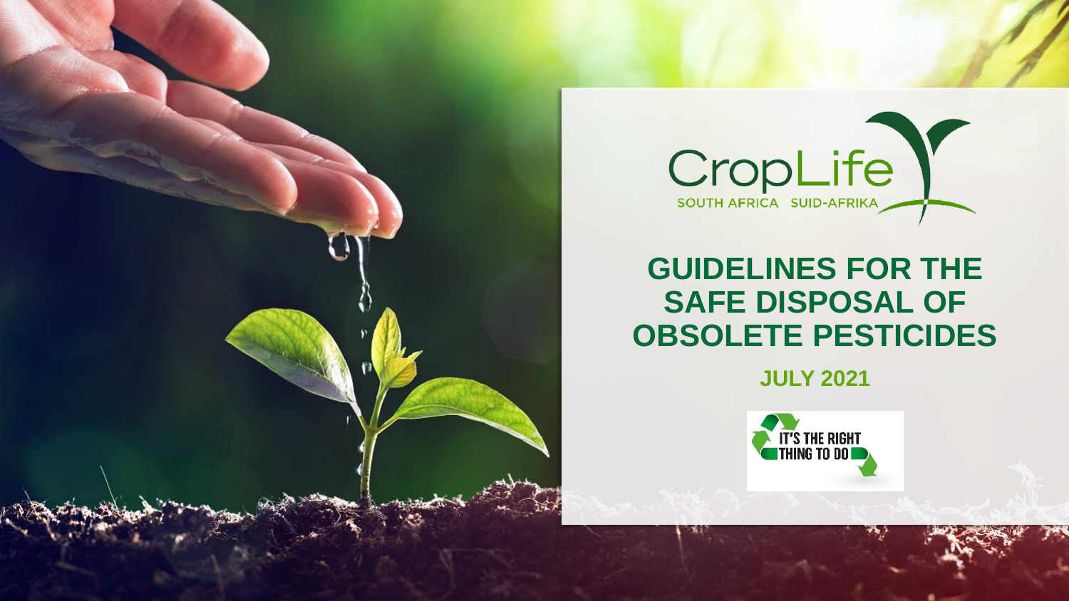CropLife

SOUTH AFRICA SUID-AFRIKA

# GUIDELINES FOR THE SAFE DISPOSAL OF OBSOLETE PESTICIDES

**JULY 2021**

IT'S THE RIGHT THING TO DO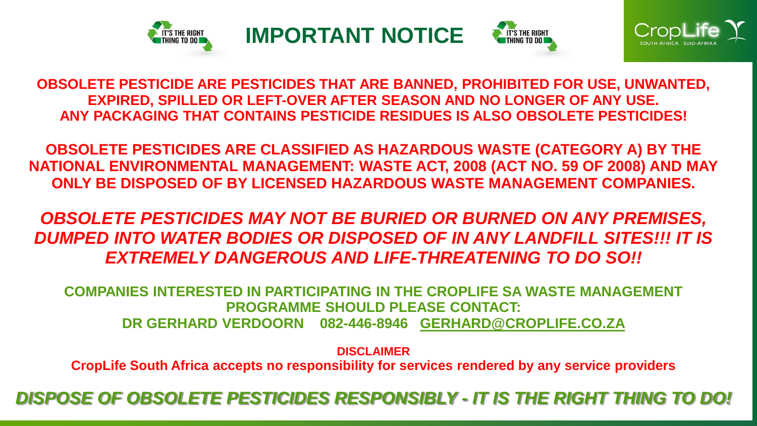# IMPORTANT NOTICE

**OBSOLETE PESTICIDE ARE PESTICIDES THAT ARE BANNED, PROHIBITED FOR USE, UNWANTED, EXPIRED, SPILLED OR LEFT-OVER AFTER SEASON AND NO LONGER OF ANY USE.**
**ANY PACKAGING THAT CONTAINS PESTICIDE RESIDUES IS ALSO OBSOLETE PESTICIDES!**

**OBSOLETE PESTICIDES ARE CLASSIFIED AS HAZARDOUS WASTE (CATEGORY A) BY THE NATIONAL ENVIRONMENTAL MANAGEMENT: WASTE ACT, 2008 (ACT NO. 59 OF 2008) AND MAY ONLY BE DISPOSED OF BY LICENSED HAZARDOUS WASTE MANAGEMENT COMPANIES.**

***OBSOLETE PESTICIDES MAY NOT BE BURIED OR BURNED ON ANY PREMISES, DUMPED INTO WATER BODIES OR DISPOSED OF IN ANY LANDFILL SITES!!! IT IS EXTREMELY DANGEROUS AND LIFE-THREATENING TO DO SO!!***

**COMPANIES INTERESTED IN PARTICIPATING IN THE CROPLIFE SA WASTE MANAGEMENT PROGRAMME SHOULD PLEASE CONTACT:**
**DR GERHARD VERDOORN 082-446-8946 GERHARD@CROPLIFE.CO.ZA**

**DISCLAIMER**
**CropLife South Africa accepts no responsibility for services rendered by any service providers**

***DISPOSE OF OBSOLETE PESTICIDES RESPONSIBLY - IT IS THE RIGHT THING TO DO!***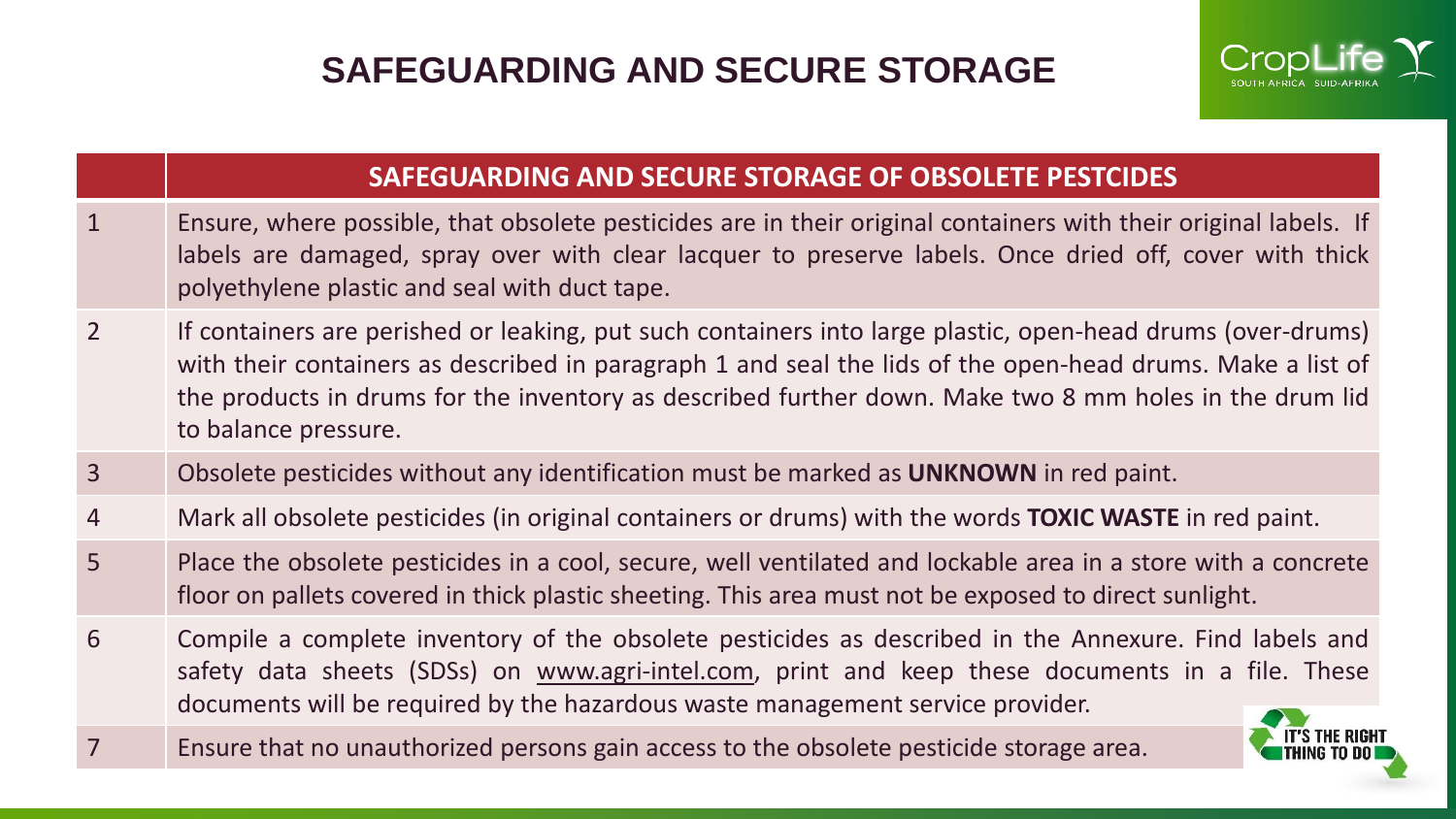# SAFEGUARDING AND SECURE STORAGE

| | SAFEGUARDING AND SECURE STORAGE OF OBSOLETE PESTCIDES |
|---|---|
| 1 | Ensure, where possible, that obsolete pesticides are in their original containers with their original labels. If labels are damaged, spray over with clear lacquer to preserve labels. Once dried off, cover with thick polyethylene plastic and seal with duct tape. |
| 2 | If containers are perished or leaking, put such containers into large plastic, open-head drums (over-drums) with their containers as described in paragraph 1 and seal the lids of the open-head drums. Make a list of the products in drums for the inventory as described further down. Make two 8 mm holes in the drum lid to balance pressure. |
| 3 | Obsolete pesticides without any identification must be marked as **UNKNOWN** in red paint. |
| 4 | Mark all obsolete pesticides (in original containers or drums) with the words **TOXIC WASTE** in red paint. |
| 5 | Place the obsolete pesticides in a cool, secure, well ventilated and lockable area in a store with a concrete floor on pallets covered in thick plastic sheeting. This area must not be exposed to direct sunlight. |
| 6 | Compile a complete inventory of the obsolete pesticides as described in the Annexure. Find labels and safety data sheets (SDSs) on www.agri-intel.com, print and keep these documents in a file. These documents will be required by the hazardous waste management service provider. |
| 7 | Ensure that no unauthorized persons gain access to the obsolete pesticide storage area. |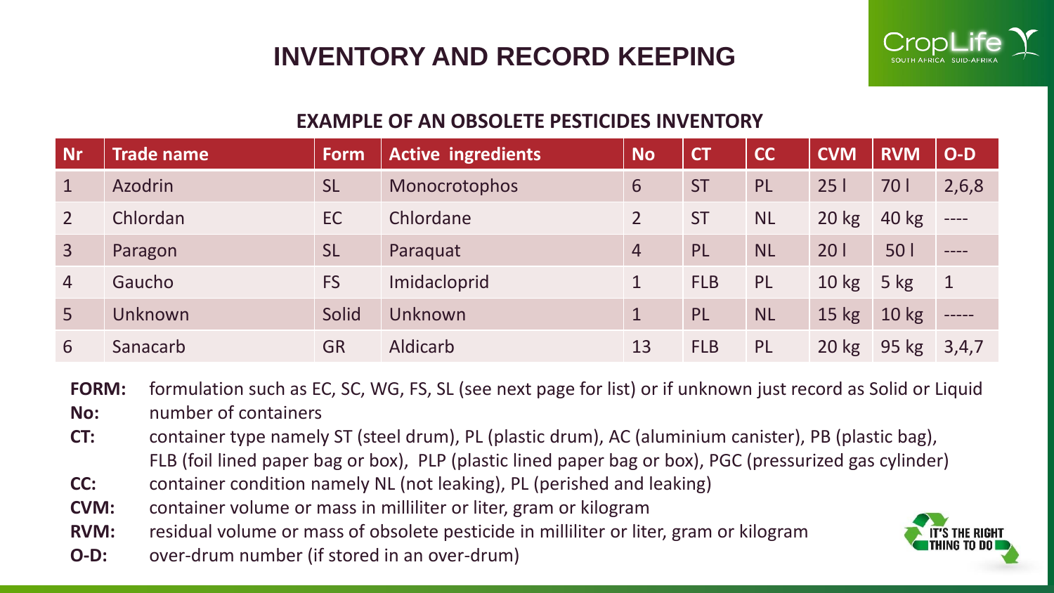# INVENTORY AND RECORD KEEPING

## EXAMPLE OF AN OBSOLETE PESTICIDES INVENTORY

| Nr | Trade name | Form | Active ingredients | No | CT | CC | CVM | RVM | O-D |
|---|---|---|---|---|---|---|---|---|---|
| 1 | Azodrin | SL | Monocrotophos | 6 | ST | PL | 25 l | 70 l | 2,6,8 |
| 2 | Chlordan | EC | Chlordane | 2 | ST | NL | 20 kg | 40 kg | ---- |
| 3 | Paragon | SL | Paraquat | 4 | PL | NL | 20 l | 50 l | ---- |
| 4 | Gaucho | FS | Imidacloprid | 1 | FLB | PL | 10 kg | 5 kg | 1 |
| 5 | Unknown | Solid | Unknown | 1 | PL | NL | 15 kg | 10 kg | ----- |
| 6 | Sanacarb | GR | Aldicarb | 13 | FLB | PL | 20 kg | 95 kg | 3,4,7 |

**FORM:** formulation such as EC, SC, WG, FS, SL (see next page for list) or if unknown just record as Solid or Liquid

**No:** number of containers

**CT:** container type namely ST (steel drum), PL (plastic drum), AC (aluminium canister), PB (plastic bag), FLB (foil lined paper bag or box), PLP (plastic lined paper bag or box), PGC (pressurized gas cylinder)

**CC:** container condition namely NL (not leaking), PL (perished and leaking)

**CVM:** container volume or mass in milliliter or liter, gram or kilogram

**RVM:** residual volume or mass of obsolete pesticide in milliliter or liter, gram or kilogram

**O-D:** over-drum number (if stored in an over-drum)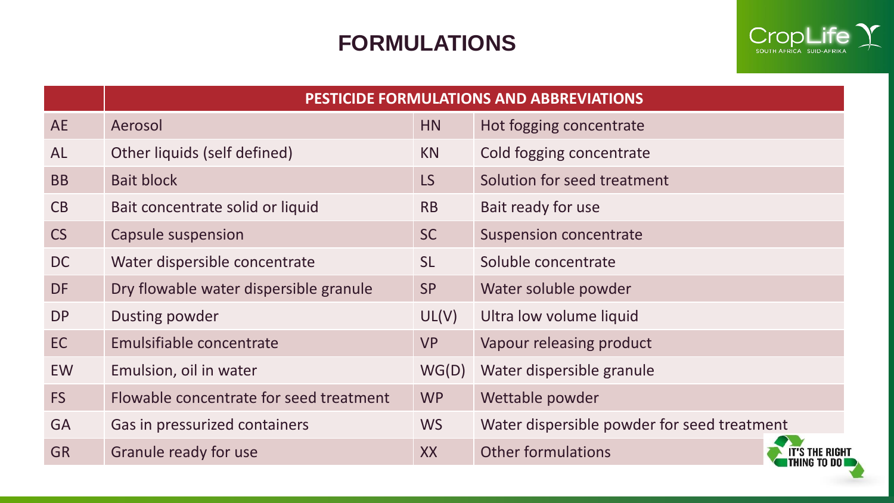# FORMULATIONS

| | PESTICIDE FORMULATIONS AND ABBREVIATIONS | | |
|---|---|---|---|
| AE | Aerosol | HN | Hot fogging concentrate |
| AL | Other liquids (self defined) | KN | Cold fogging concentrate |
| BB | Bait block | LS | Solution for seed treatment |
| CB | Bait concentrate solid or liquid | RB | Bait ready for use |
| CS | Capsule suspension | SC | Suspension concentrate |
| DC | Water dispersible concentrate | SL | Soluble concentrate |
| DF | Dry flowable water dispersible granule | SP | Water soluble powder |
| DP | Dusting powder | UL(V) | Ultra low volume liquid |
| EC | Emulsifiable concentrate | VP | Vapour releasing product |
| EW | Emulsion, oil in water | WG(D) | Water dispersible granule |
| FS | Flowable concentrate for seed treatment | WP | Wettable powder |
| GA | Gas in pressurized containers | WS | Water dispersible powder for seed treatment |
| GR | Granule ready for use | XX | Other formulations |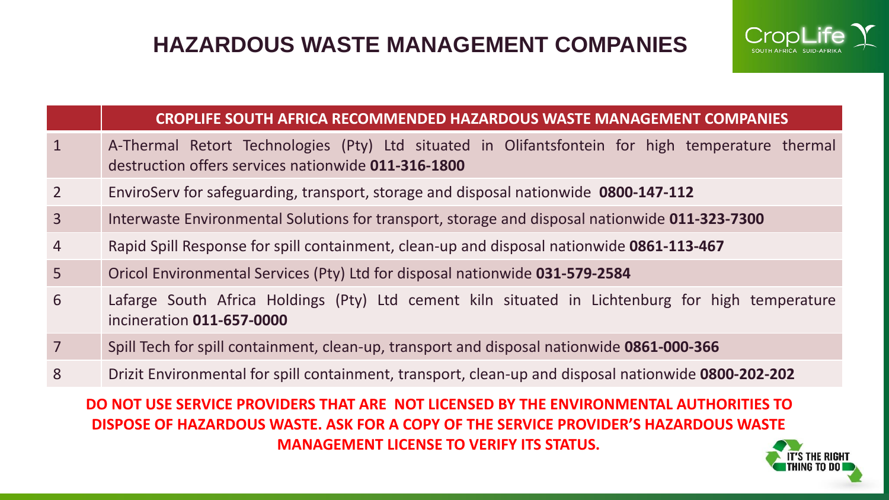# HAZARDOUS WASTE MANAGEMENT COMPANIES

| | CROPLIFE SOUTH AFRICA RECOMMENDED HAZARDOUS WASTE MANAGEMENT COMPANIES |
|---|---|
| 1 | A-Thermal Retort Technologies (Pty) Ltd situated in Olifantsfontein for high temperature thermal destruction offers services nationwide **011-316-1800** |
| 2 | EnviroServ for safeguarding, transport, storage and disposal nationwide **0800-147-112** |
| 3 | Interwaste Environmental Solutions for transport, storage and disposal nationwide **011-323-7300** |
| 4 | Rapid Spill Response for spill containment, clean-up and disposal nationwide **0861-113-467** |
| 5 | Oricol Environmental Services (Pty) Ltd for disposal nationwide **031-579-2584** |
| 6 | Lafarge South Africa Holdings (Pty) Ltd cement kiln situated in Lichtenburg for high temperature incineration **011-657-0000** |
| 7 | Spill Tech for spill containment, clean-up, transport and disposal nationwide **0861-000-366** |
| 8 | Drizit Environmental for spill containment, transport, clean-up and disposal nationwide **0800-202-202** |

**DO NOT USE SERVICE PROVIDERS THAT ARE NOT LICENSED BY THE ENVIRONMENTAL AUTHORITIES TO DISPOSE OF HAZARDOUS WASTE. ASK FOR A COPY OF THE SERVICE PROVIDER'S HAZARDOUS WASTE MANAGEMENT LICENSE TO VERIFY ITS STATUS.**